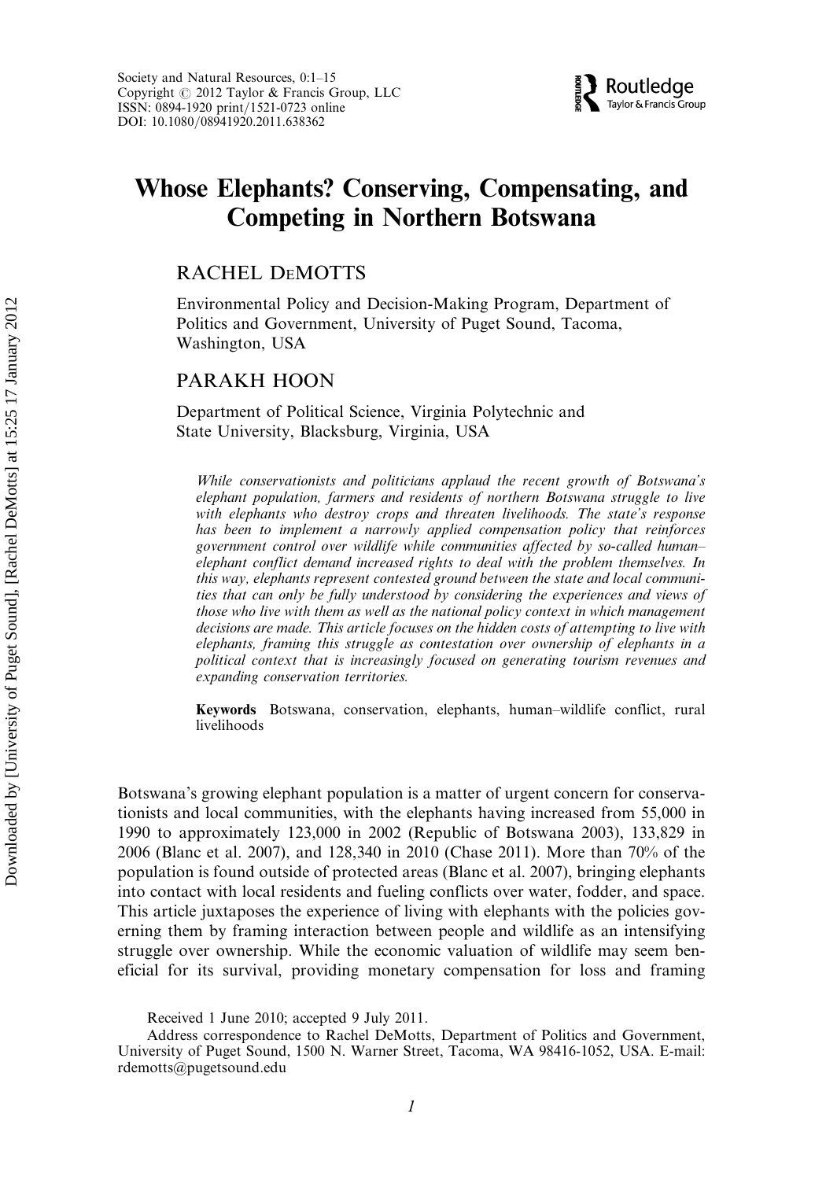# Whose Elephants? Conserving, Compensating, and Competing in Northern Botswana

RACHEL DEMOTTS

Environmental Policy and Decision-Making Program, Department of Politics and Government, University of Puget Sound, Tacoma, Washington, USA

PARAKH HOON

Department of Political Science, Virginia Polytechnic and State University, Blacksburg, Virginia, USA

*While conservationists and politicians applaud the recent growth of Botswana's elephant population, farmers and residents of northern Botswana struggle to live with elephants who destroy crops and threaten livelihoods. The state's response has been to implement a narrowly applied compensation policy that reinforces government control over wildlife while communities affected by so-called human–elephant conflict demand increased rights to deal with the problem themselves. In this way, elephants represent contested ground between the state and local communities that can only be fully understood by considering the experiences and views of those who live with them as well as the national policy context in which management decisions are made. This article focuses on the hidden costs of attempting to live with elephants, framing this struggle as contestation over ownership of elephants in a political context that is increasingly focused on generating tourism revenues and expanding conservation territories.*

**Keywords** Botswana, conservation, elephants, human–wildlife conflict, rural livelihoods

Botswana's growing elephant population is a matter of urgent concern for conservationists and local communities, with the elephants having increased from 55,000 in 1990 to approximately 123,000 in 2002 (Republic of Botswana 2003), 133,829 in 2006 (Blanc et al. 2007), and 128,340 in 2010 (Chase 2011). More than 70% of the population is found outside of protected areas (Blanc et al. 2007), bringing elephants into contact with local residents and fueling conflicts over water, fodder, and space. This article juxtaposes the experience of living with elephants with the policies governing them by framing interaction between people and wildlife as an intensifying struggle over ownership. While the economic valuation of wildlife may seem beneficial for its survival, providing monetary compensation for loss and framing

Received 1 June 2010; accepted 9 July 2011.

Address correspondence to Rachel DeMotts, Department of Politics and Government, University of Puget Sound, 1500 N. Warner Street, Tacoma, WA 98416-1052, USA. E-mail: rdemotts@pugetsound.edu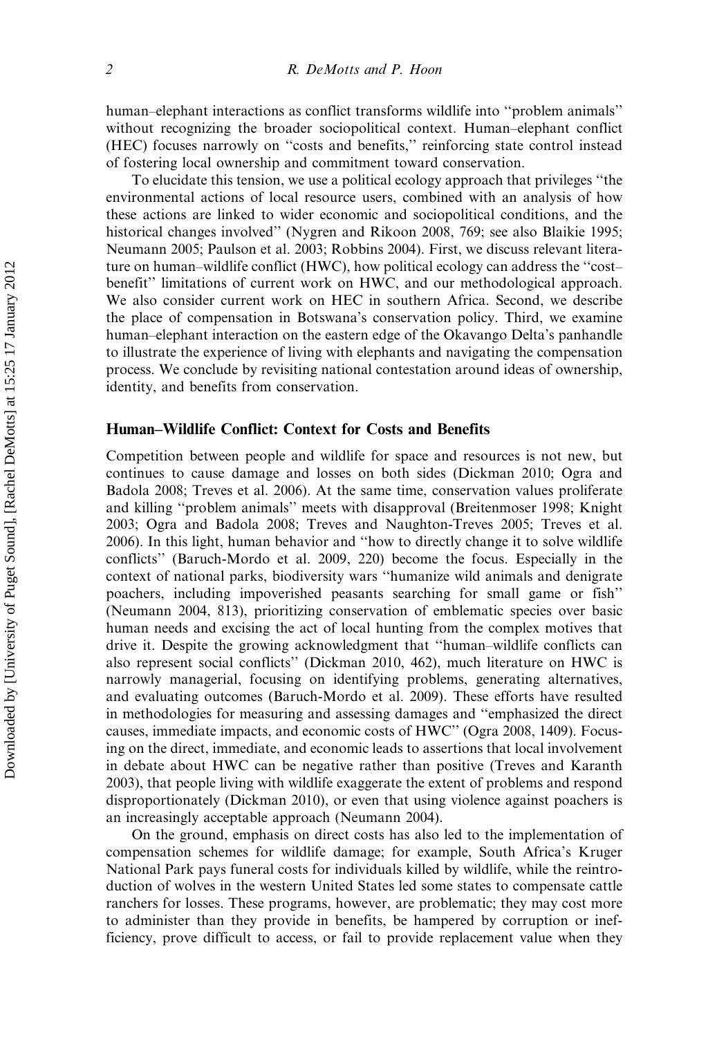human–elephant interactions as conflict transforms wildlife into ''problem animals'' without recognizing the broader sociopolitical context. Human–elephant conflict (HEC) focuses narrowly on ''costs and benefits,'' reinforcing state control instead of fostering local ownership and commitment toward conservation.

To elucidate this tension, we use a political ecology approach that privileges ''the environmental actions of local resource users, combined with an analysis of how these actions are linked to wider economic and sociopolitical conditions, and the historical changes involved'' (Nygren and Rikoon 2008, 769; see also Blaikie 1995; Neumann 2005; Paulson et al. 2003; Robbins 2004). First, we discuss relevant literature on human–wildlife conflict (HWC), how political ecology can address the ''cost–benefit'' limitations of current work on HWC, and our methodological approach. We also consider current work on HEC in southern Africa. Second, we describe the place of compensation in Botswana's conservation policy. Third, we examine human–elephant interaction on the eastern edge of the Okavango Delta's panhandle to illustrate the experience of living with elephants and navigating the compensation process. We conclude by revisiting national contestation around ideas of ownership, identity, and benefits from conservation.

## Human–Wildlife Conflict: Context for Costs and Benefits

Competition between people and wildlife for space and resources is not new, but continues to cause damage and losses on both sides (Dickman 2010; Ogra and Badola 2008; Treves et al. 2006). At the same time, conservation values proliferate and killing ''problem animals'' meets with disapproval (Breitenmoser 1998; Knight 2003; Ogra and Badola 2008; Treves and Naughton-Treves 2005; Treves et al. 2006). In this light, human behavior and ''how to directly change it to solve wildlife conflicts'' (Baruch-Mordo et al. 2009, 220) become the focus. Especially in the context of national parks, biodiversity wars ''humanize wild animals and denigrate poachers, including impoverished peasants searching for small game or fish'' (Neumann 2004, 813), prioritizing conservation of emblematic species over basic human needs and excising the act of local hunting from the complex motives that drive it. Despite the growing acknowledgment that ''human–wildlife conflicts can also represent social conflicts'' (Dickman 2010, 462), much literature on HWC is narrowly managerial, focusing on identifying problems, generating alternatives, and evaluating outcomes (Baruch-Mordo et al. 2009). These efforts have resulted in methodologies for measuring and assessing damages and ''emphasized the direct causes, immediate impacts, and economic costs of HWC'' (Ogra 2008, 1409). Focusing on the direct, immediate, and economic leads to assertions that local involvement in debate about HWC can be negative rather than positive (Treves and Karanth 2003), that people living with wildlife exaggerate the extent of problems and respond disproportionately (Dickman 2010), or even that using violence against poachers is an increasingly acceptable approach (Neumann 2004).

On the ground, emphasis on direct costs has also led to the implementation of compensation schemes for wildlife damage; for example, South Africa's Kruger National Park pays funeral costs for individuals killed by wildlife, while the reintroduction of wolves in the western United States led some states to compensate cattle ranchers for losses. These programs, however, are problematic; they may cost more to administer than they provide in benefits, be hampered by corruption or inefficiency, prove difficult to access, or fail to provide replacement value when they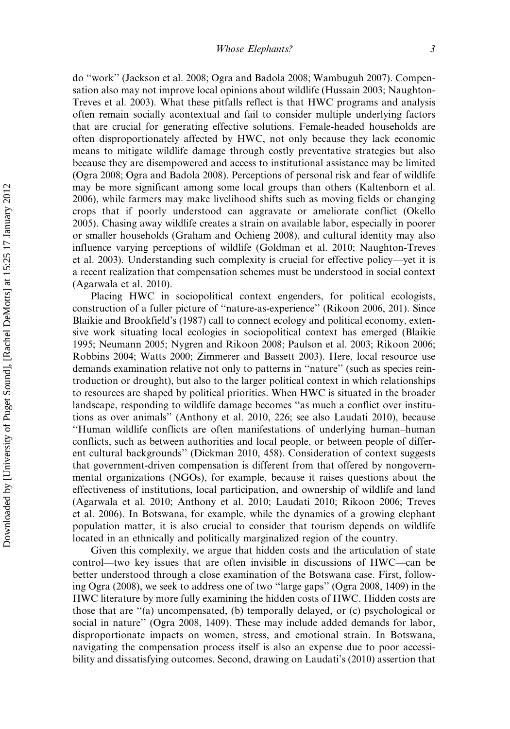do "work" (Jackson et al. 2008; Ogra and Badola 2008; Wambuguh 2007). Compensation also may not improve local opinions about wildlife (Hussain 2003; Naughton-Treves et al. 2003). What these pitfalls reflect is that HWC programs and analysis often remain socially acontextual and fail to consider multiple underlying factors that are crucial for generating effective solutions. Female-headed households are often disproportionately affected by HWC, not only because they lack economic means to mitigate wildlife damage through costly preventative strategies but also because they are disempowered and access to institutional assistance may be limited (Ogra 2008; Ogra and Badola 2008). Perceptions of personal risk and fear of wildlife may be more significant among some local groups than others (Kaltenborn et al. 2006), while farmers may make livelihood shifts such as moving fields or changing crops that if poorly understood can aggravate or ameliorate conflict (Okello 2005). Chasing away wildlife creates a strain on available labor, especially in poorer or smaller households (Graham and Ochieng 2008), and cultural identity may also influence varying perceptions of wildlife (Goldman et al. 2010; Naughton-Treves et al. 2003). Understanding such complexity is crucial for effective policy—yet it is a recent realization that compensation schemes must be understood in social context (Agarwala et al. 2010).

Placing HWC in sociopolitical context engenders, for political ecologists, construction of a fuller picture of "nature-as-experience" (Rikoon 2006, 201). Since Blaikie and Brookfield's (1987) call to connect ecology and political economy, extensive work situating local ecologies in sociopolitical context has emerged (Blaikie 1995; Neumann 2005; Nygren and Rikoon 2008; Paulson et al. 2003; Rikoon 2006; Robbins 2004; Watts 2000; Zimmerer and Bassett 2003). Here, local resource use demands examination relative not only to patterns in "nature" (such as species reintroduction or drought), but also to the larger political context in which relationships to resources are shaped by political priorities. When HWC is situated in the broader landscape, responding to wildlife damage becomes "as much a conflict over institutions as over animals" (Anthony et al. 2010, 226; see also Laudati 2010), because "Human wildlife conflicts are often manifestations of underlying human–human conflicts, such as between authorities and local people, or between people of different cultural backgrounds" (Dickman 2010, 458). Consideration of context suggests that government-driven compensation is different from that offered by nongovernmental organizations (NGOs), for example, because it raises questions about the effectiveness of institutions, local participation, and ownership of wildlife and land (Agarwala et al. 2010; Anthony et al. 2010; Laudati 2010; Rikoon 2006; Treves et al. 2006). In Botswana, for example, while the dynamics of a growing elephant population matter, it is also crucial to consider that tourism depends on wildlife located in an ethnically and politically marginalized region of the country.

Given this complexity, we argue that hidden costs and the articulation of state control—two key issues that are often invisible in discussions of HWC—can be better understood through a close examination of the Botswana case. First, following Ogra (2008), we seek to address one of two "large gaps" (Ogra 2008, 1409) in the HWC literature by more fully examining the hidden costs of HWC. Hidden costs are those that are "(a) uncompensated, (b) temporally delayed, or (c) psychological or social in nature" (Ogra 2008, 1409). These may include added demands for labor, disproportionate impacts on women, stress, and emotional strain. In Botswana, navigating the compensation process itself is also an expense due to poor accessibility and dissatisfying outcomes. Second, drawing on Laudati's (2010) assertion that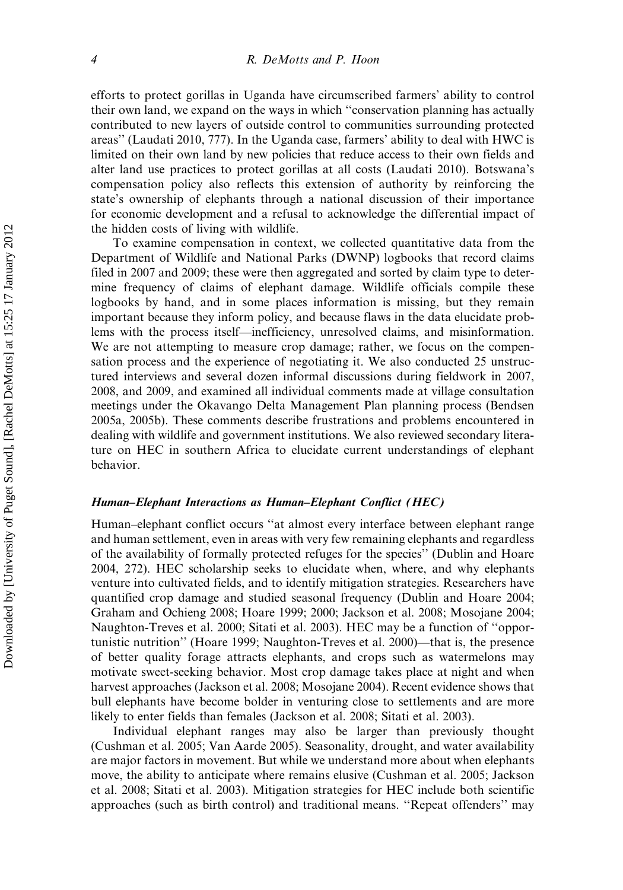efforts to protect gorillas in Uganda have circumscribed farmers' ability to control their own land, we expand on the ways in which ''conservation planning has actually contributed to new layers of outside control to communities surrounding protected areas'' (Laudati 2010, 777). In the Uganda case, farmers' ability to deal with HWC is limited on their own land by new policies that reduce access to their own fields and alter land use practices to protect gorillas at all costs (Laudati 2010). Botswana's compensation policy also reflects this extension of authority by reinforcing the state's ownership of elephants through a national discussion of their importance for economic development and a refusal to acknowledge the differential impact of the hidden costs of living with wildlife.

To examine compensation in context, we collected quantitative data from the Department of Wildlife and National Parks (DWNP) logbooks that record claims filed in 2007 and 2009; these were then aggregated and sorted by claim type to determine frequency of claims of elephant damage. Wildlife officials compile these logbooks by hand, and in some places information is missing, but they remain important because they inform policy, and because flaws in the data elucidate problems with the process itself—inefficiency, unresolved claims, and misinformation. We are not attempting to measure crop damage; rather, we focus on the compensation process and the experience of negotiating it. We also conducted 25 unstructured interviews and several dozen informal discussions during fieldwork in 2007, 2008, and 2009, and examined all individual comments made at village consultation meetings under the Okavango Delta Management Plan planning process (Bendsen 2005a, 2005b). These comments describe frustrations and problems encountered in dealing with wildlife and government institutions. We also reviewed secondary literature on HEC in southern Africa to elucidate current understandings of elephant behavior.

### *Human–Elephant Interactions as Human–Elephant Conflict (HEC)*

Human–elephant conflict occurs ''at almost every interface between elephant range and human settlement, even in areas with very few remaining elephants and regardless of the availability of formally protected refuges for the species'' (Dublin and Hoare 2004, 272). HEC scholarship seeks to elucidate when, where, and why elephants venture into cultivated fields, and to identify mitigation strategies. Researchers have quantified crop damage and studied seasonal frequency (Dublin and Hoare 2004; Graham and Ochieng 2008; Hoare 1999; 2000; Jackson et al. 2008; Mosojane 2004; Naughton-Treves et al. 2000; Sitati et al. 2003). HEC may be a function of ''opportunistic nutrition'' (Hoare 1999; Naughton-Treves et al. 2000)—that is, the presence of better quality forage attracts elephants, and crops such as watermelons may motivate sweet-seeking behavior. Most crop damage takes place at night and when harvest approaches (Jackson et al. 2008; Mosojane 2004). Recent evidence shows that bull elephants have become bolder in venturing close to settlements and are more likely to enter fields than females (Jackson et al. 2008; Sitati et al. 2003).

Individual elephant ranges may also be larger than previously thought (Cushman et al. 2005; Van Aarde 2005). Seasonality, drought, and water availability are major factors in movement. But while we understand more about when elephants move, the ability to anticipate where remains elusive (Cushman et al. 2005; Jackson et al. 2008; Sitati et al. 2003). Mitigation strategies for HEC include both scientific approaches (such as birth control) and traditional means. ''Repeat offenders'' may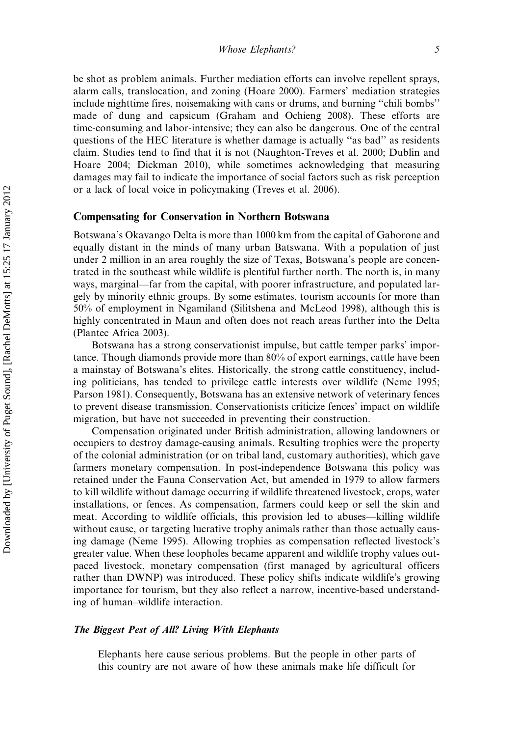be shot as problem animals. Further mediation efforts can involve repellent sprays, alarm calls, translocation, and zoning (Hoare 2000). Farmers' mediation strategies include nighttime fires, noisemaking with cans or drums, and burning ''chili bombs'' made of dung and capsicum (Graham and Ochieng 2008). These efforts are time-consuming and labor-intensive; they can also be dangerous. One of the central questions of the HEC literature is whether damage is actually ''as bad'' as residents claim. Studies tend to find that it is not (Naughton-Treves et al. 2000; Dublin and Hoare 2004; Dickman 2010), while sometimes acknowledging that measuring damages may fail to indicate the importance of social factors such as risk perception or a lack of local voice in policymaking (Treves et al. 2006).

## Compensating for Conservation in Northern Botswana

Botswana's Okavango Delta is more than 1000 km from the capital of Gaborone and equally distant in the minds of many urban Batswana. With a population of just under 2 million in an area roughly the size of Texas, Botswana's people are concentrated in the southeast while wildlife is plentiful further north. The north is, in many ways, marginal—far from the capital, with poorer infrastructure, and populated largely by minority ethnic groups. By some estimates, tourism accounts for more than 50% of employment in Ngamiland (Silitshena and McLeod 1998), although this is highly concentrated in Maun and often does not reach areas further into the Delta (Plantec Africa 2003).

Botswana has a strong conservationist impulse, but cattle temper parks' importance. Though diamonds provide more than 80% of export earnings, cattle have been a mainstay of Botswana's elites. Historically, the strong cattle constituency, including politicians, has tended to privilege cattle interests over wildlife (Neme 1995; Parson 1981). Consequently, Botswana has an extensive network of veterinary fences to prevent disease transmission. Conservationists criticize fences' impact on wildlife migration, but have not succeeded in preventing their construction.

Compensation originated under British administration, allowing landowners or occupiers to destroy damage-causing animals. Resulting trophies were the property of the colonial administration (or on tribal land, customary authorities), which gave farmers monetary compensation. In post-independence Botswana this policy was retained under the Fauna Conservation Act, but amended in 1979 to allow farmers to kill wildlife without damage occurring if wildlife threatened livestock, crops, water installations, or fences. As compensation, farmers could keep or sell the skin and meat. According to wildlife officials, this provision led to abuses—killing wildlife without cause, or targeting lucrative trophy animals rather than those actually causing damage (Neme 1995). Allowing trophies as compensation reflected livestock's greater value. When these loopholes became apparent and wildlife trophy values outpaced livestock, monetary compensation (first managed by agricultural officers rather than DWNP) was introduced. These policy shifts indicate wildlife's growing importance for tourism, but they also reflect a narrow, incentive-based understanding of human–wildlife interaction.

### *The Biggest Pest of All? Living With Elephants*

> Elephants here cause serious problems. But the people in other parts of this country are not aware of how these animals make life difficult for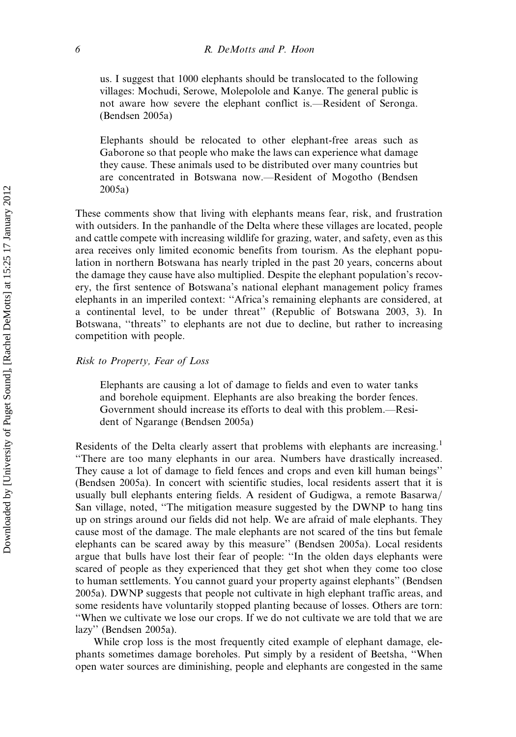us. I suggest that 1000 elephants should be translocated to the following villages: Mochudi, Serowe, Molepolole and Kanye. The general public is not aware how severe the elephant conflict is.—Resident of Seronga. (Bendsen 2005a)

> Elephants should be relocated to other elephant-free areas such as Gaborone so that people who make the laws can experience what damage they cause. These animals used to be distributed over many countries but are concentrated in Botswana now.—Resident of Mogotho (Bendsen 2005a)

These comments show that living with elephants means fear, risk, and frustration with outsiders. In the panhandle of the Delta where these villages are located, people and cattle compete with increasing wildlife for grazing, water, and safety, even as this area receives only limited economic benefits from tourism. As the elephant population in northern Botswana has nearly tripled in the past 20 years, concerns about the damage they cause have also multiplied. Despite the elephant population's recovery, the first sentence of Botswana's national elephant management policy frames elephants in an imperiled context: "Africa's remaining elephants are considered, at a continental level, to be under threat" (Republic of Botswana 2003, 3). In Botswana, "threats" to elephants are not due to decline, but rather to increasing competition with people.

### *Risk to Property, Fear of Loss*

> Elephants are causing a lot of damage to fields and even to water tanks and borehole equipment. Elephants are also breaking the border fences. Government should increase its efforts to deal with this problem.—Resident of Ngarange (Bendsen 2005a)

Residents of the Delta clearly assert that problems with elephants are increasing.[1] "There are too many elephants in our area. Numbers have drastically increased. They cause a lot of damage to field fences and crops and even kill human beings" (Bendsen 2005a). In concert with scientific studies, local residents assert that it is usually bull elephants entering fields. A resident of Gudigwa, a remote Basarwa/San village, noted, "The mitigation measure suggested by the DWNP to hang tins up on strings around our fields did not help. We are afraid of male elephants. They cause most of the damage. The male elephants are not scared of the tins but female elephants can be scared away by this measure" (Bendsen 2005a). Local residents argue that bulls have lost their fear of people: "In the olden days elephants were scared of people as they experienced that they get shot when they come too close to human settlements. You cannot guard your property against elephants" (Bendsen 2005a). DWNP suggests that people not cultivate in high elephant traffic areas, and some residents have voluntarily stopped planting because of losses. Others are torn: "When we cultivate we lose our crops. If we do not cultivate we are told that we are lazy" (Bendsen 2005a).

While crop loss is the most frequently cited example of elephant damage, elephants sometimes damage boreholes. Put simply by a resident of Beetsha, "When open water sources are diminishing, people and elephants are congested in the same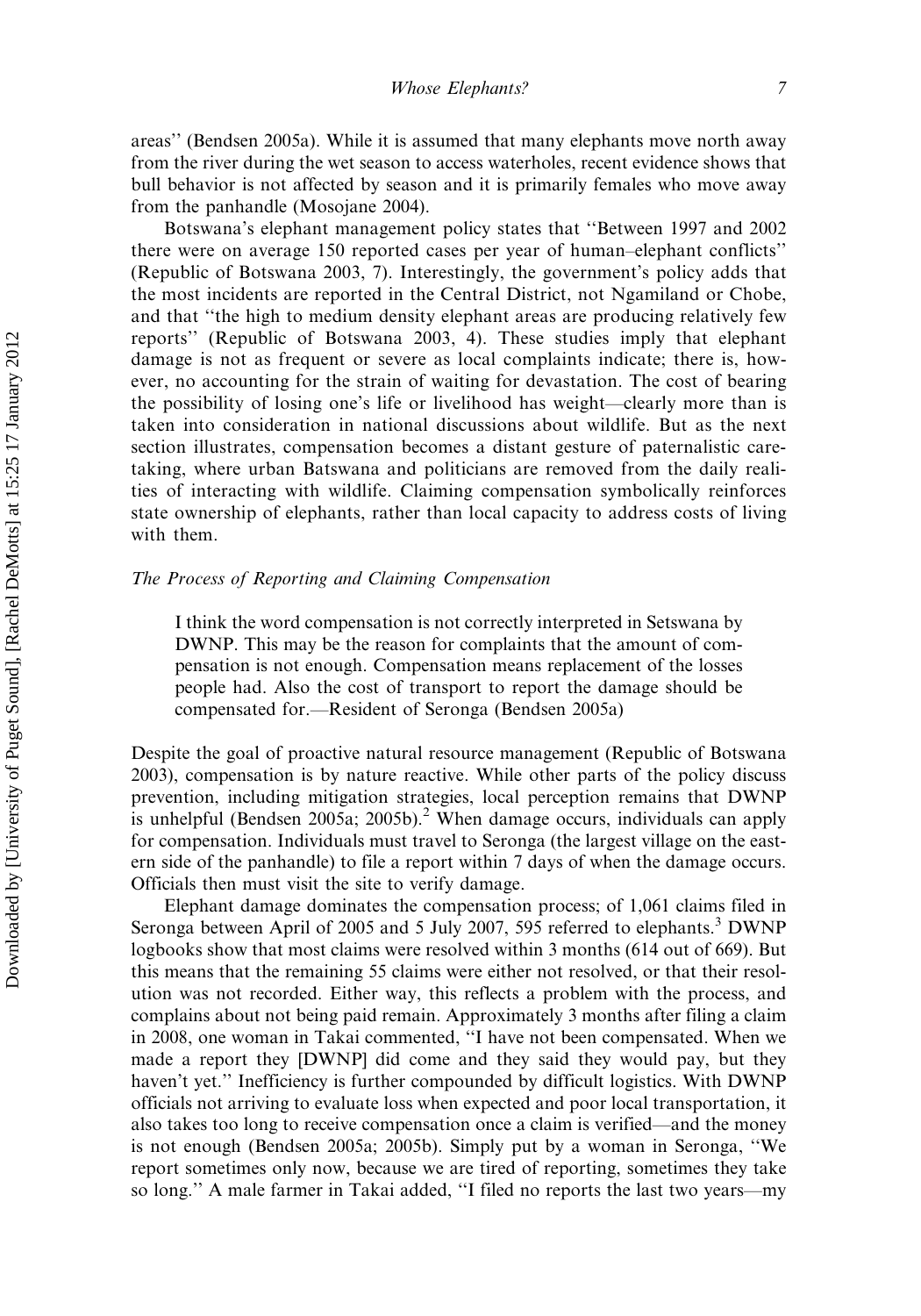areas'' (Bendsen 2005a). While it is assumed that many elephants move north away from the river during the wet season to access waterholes, recent evidence shows that bull behavior is not affected by season and it is primarily females who move away from the panhandle (Mosojane 2004).

Botswana's elephant management policy states that ''Between 1997 and 2002 there were on average 150 reported cases per year of human–elephant conflicts'' (Republic of Botswana 2003, 7). Interestingly, the government's policy adds that the most incidents are reported in the Central District, not Ngamiland or Chobe, and that ''the high to medium density elephant areas are producing relatively few reports'' (Republic of Botswana 2003, 4). These studies imply that elephant damage is not as frequent or severe as local complaints indicate; there is, however, no accounting for the strain of waiting for devastation. The cost of bearing the possibility of losing one's life or livelihood has weight—clearly more than is taken into consideration in national discussions about wildlife. But as the next section illustrates, compensation becomes a distant gesture of paternalistic caretaking, where urban Batswana and politicians are removed from the daily realities of interacting with wildlife. Claiming compensation symbolically reinforces state ownership of elephants, rather than local capacity to address costs of living with them.

### *The Process of Reporting and Claiming Compensation*

> I think the word compensation is not correctly interpreted in Setswana by DWNP. This may be the reason for complaints that the amount of compensation is not enough. Compensation means replacement of the losses people had. Also the cost of transport to report the damage should be compensated for.—Resident of Seronga (Bendsen 2005a)

Despite the goal of proactive natural resource management (Republic of Botswana 2003), compensation is by nature reactive. While other parts of the policy discuss prevention, including mitigation strategies, local perception remains that DWNP is unhelpful (Bendsen 2005a; 2005b).[2] When damage occurs, individuals can apply for compensation. Individuals must travel to Seronga (the largest village on the eastern side of the panhandle) to file a report within 7 days of when the damage occurs. Officials then must visit the site to verify damage.

Elephant damage dominates the compensation process; of 1,061 claims filed in Seronga between April of 2005 and 5 July 2007, 595 referred to elephants.[3] DWNP logbooks show that most claims were resolved within 3 months (614 out of 669). But this means that the remaining 55 claims were either not resolved, or that their resolution was not recorded. Either way, this reflects a problem with the process, and complains about not being paid remain. Approximately 3 months after filing a claim in 2008, one woman in Takai commented, ''I have not been compensated. When we made a report they [DWNP] did come and they said they would pay, but they haven't yet.'' Inefficiency is further compounded by difficult logistics. With DWNP officials not arriving to evaluate loss when expected and poor local transportation, it also takes too long to receive compensation once a claim is verified—and the money is not enough (Bendsen 2005a; 2005b). Simply put by a woman in Seronga, ''We report sometimes only now, because we are tired of reporting, sometimes they take so long.'' A male farmer in Takai added, ''I filed no reports the last two years—my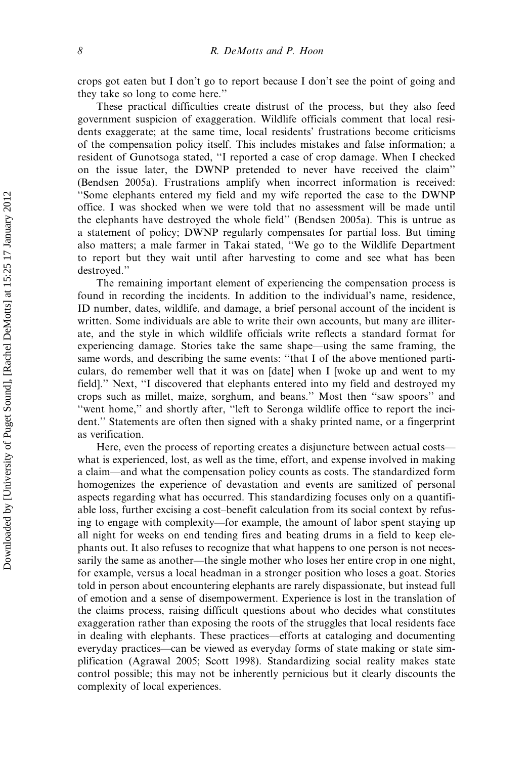crops got eaten but I don't go to report because I don't see the point of going and they take so long to come here.''

These practical difficulties create distrust of the process, but they also feed government suspicion of exaggeration. Wildlife officials comment that local residents exaggerate; at the same time, local residents' frustrations become criticisms of the compensation policy itself. This includes mistakes and false information; a resident of Gunotsoga stated, ''I reported a case of crop damage. When I checked on the issue later, the DWNP pretended to never have received the claim'' (Bendsen 2005a). Frustrations amplify when incorrect information is received: ''Some elephants entered my field and my wife reported the case to the DWNP office. I was shocked when we were told that no assessment will be made until the elephants have destroyed the whole field'' (Bendsen 2005a). This is untrue as a statement of policy; DWNP regularly compensates for partial loss. But timing also matters; a male farmer in Takai stated, ''We go to the Wildlife Department to report but they wait until after harvesting to come and see what has been destroyed.''

The remaining important element of experiencing the compensation process is found in recording the incidents. In addition to the individual's name, residence, ID number, dates, wildlife, and damage, a brief personal account of the incident is written. Some individuals are able to write their own accounts, but many are illiterate, and the style in which wildlife officials write reflects a standard format for experiencing damage. Stories take the same shape—using the same framing, the same words, and describing the same events: ''that I of the above mentioned particulars, do remember well that it was on [date] when I [woke up and went to my field].'' Next, ''I discovered that elephants entered into my field and destroyed my crops such as millet, maize, sorghum, and beans.'' Most then ''saw spoors'' and ''went home,'' and shortly after, ''left to Seronga wildlife office to report the incident.'' Statements are often then signed with a shaky printed name, or a fingerprint as verification.

Here, even the process of reporting creates a disjuncture between actual costs—what is experienced, lost, as well as the time, effort, and expense involved in making a claim—and what the compensation policy counts as costs. The standardized form homogenizes the experience of devastation and events are sanitized of personal aspects regarding what has occurred. This standardizing focuses only on a quantifiable loss, further excising a cost–benefit calculation from its social context by refusing to engage with complexity—for example, the amount of labor spent staying up all night for weeks on end tending fires and beating drums in a field to keep elephants out. It also refuses to recognize that what happens to one person is not necessarily the same as another—the single mother who loses her entire crop in one night, for example, versus a local headman in a stronger position who loses a goat. Stories told in person about encountering elephants are rarely dispassionate, but instead full of emotion and a sense of disempowerment. Experience is lost in the translation of the claims process, raising difficult questions about who decides what constitutes exaggeration rather than exposing the roots of the struggles that local residents face in dealing with elephants. These practices—efforts at cataloging and documenting everyday practices—can be viewed as everyday forms of state making or state simplification (Agrawal 2005; Scott 1998). Standardizing social reality makes state control possible; this may not be inherently pernicious but it clearly discounts the complexity of local experiences.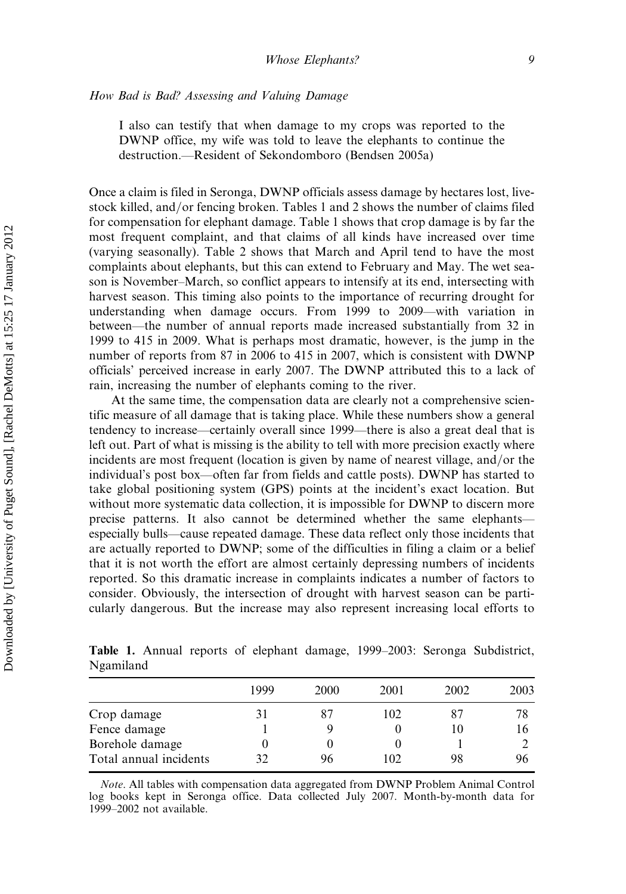### *How Bad is Bad? Assessing and Valuing Damage*

> I also can testify that when damage to my crops was reported to the DWNP office, my wife was told to leave the elephants to continue the destruction.—Resident of Sekondomboro (Bendsen 2005a)

Once a claim is filed in Seronga, DWNP officials assess damage by hectares lost, livestock killed, and/or fencing broken. Tables 1 and 2 shows the number of claims filed for compensation for elephant damage. Table 1 shows that crop damage is by far the most frequent complaint, and that claims of all kinds have increased over time (varying seasonally). Table 2 shows that March and April tend to have the most complaints about elephants, but this can extend to February and May. The wet season is November–March, so conflict appears to intensify at its end, intersecting with harvest season. This timing also points to the importance of recurring drought for understanding when damage occurs. From 1999 to 2009—with variation in between—the number of annual reports made increased substantially from 32 in 1999 to 415 in 2009. What is perhaps most dramatic, however, is the jump in the number of reports from 87 in 2006 to 415 in 2007, which is consistent with DWNP officials' perceived increase in early 2007. The DWNP attributed this to a lack of rain, increasing the number of elephants coming to the river.

At the same time, the compensation data are clearly not a comprehensive scientific measure of all damage that is taking place. While these numbers show a general tendency to increase—certainly overall since 1999—there is also a great deal that is left out. Part of what is missing is the ability to tell with more precision exactly where incidents are most frequent (location is given by name of nearest village, and/or the individual's post box—often far from fields and cattle posts). DWNP has started to take global positioning system (GPS) points at the incident's exact location. But without more systematic data collection, it is impossible for DWNP to discern more precise patterns. It also cannot be determined whether the same elephants—especially bulls—cause repeated damage. These data reflect only those incidents that are actually reported to DWNP; some of the difficulties in filing a claim or a belief that it is not worth the effort are almost certainly depressing numbers of incidents reported. So this dramatic increase in complaints indicates a number of factors to consider. Obviously, the intersection of drought with harvest season can be particularly dangerous. But the increase may also represent increasing local efforts to

**Table 1.** Annual reports of elephant damage, 1999–2003: Seronga Subdistrict, Ngamiland

| | 1999 | 2000 | 2001 | 2002 | 2003 |
|---|---|---|---|---|---|
| Crop damage | 31 | 87 | 102 | 87 | 78 |
| Fence damage | 1 | 9 | 0 | 10 | 16 |
| Borehole damage | 0 | 0 | 0 | 1 | 2 |
| Total annual incidents | 32 | 96 | 102 | 98 | 96 |

*Note*. All tables with compensation data aggregated from DWNP Problem Animal Control log books kept in Seronga office. Data collected July 2007. Month-by-month data for 1999–2002 not available.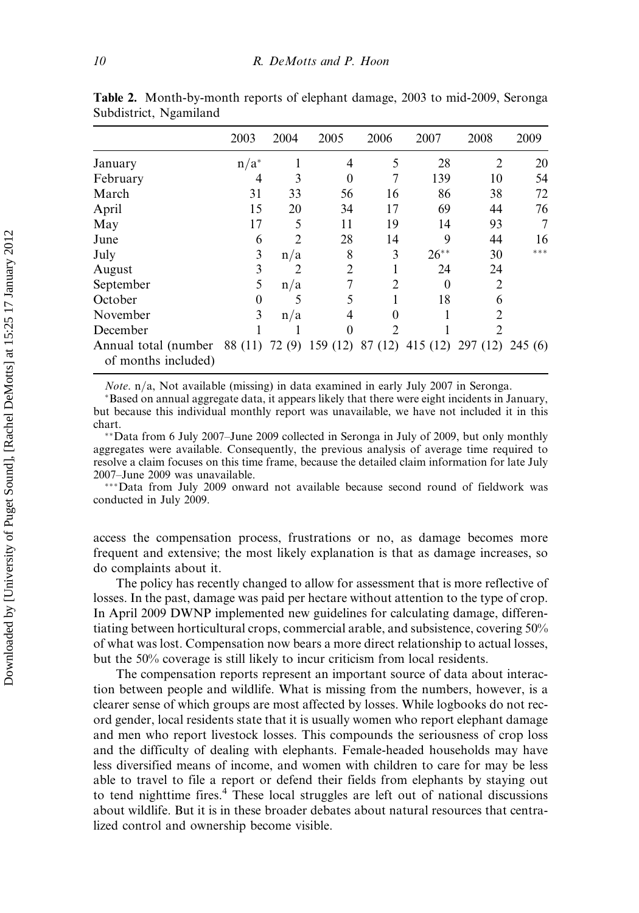**Table 2.** Month-by-month reports of elephant damage, 2003 to mid-2009, Seronga Subdistrict, Ngamiland

| | 2003 | 2004 | 2005 | 2006 | 2007 | 2008 | 2009 |
|---|---|---|---|---|---|---|---|
| January | n/a* | 1 | 4 | 5 | 28 | 2 | 20 |
| February | 4 | 3 | 0 | 7 | 139 | 10 | 54 |
| March | 31 | 33 | 56 | 16 | 86 | 38 | 72 |
| April | 15 | 20 | 34 | 17 | 69 | 44 | 76 |
| May | 17 | 5 | 11 | 19 | 14 | 93 | 7 |
| June | 6 | 2 | 28 | 14 | 9 | 44 | 16 |
| July | 3 | n/a | 8 | 3 | 26** | 30 | *** |
| August | 3 | 2 | 2 | 1 | 24 | 24 | |
| September | 5 | n/a | 7 | 2 | 0 | 2 | |
| October | 0 | 5 | 5 | 1 | 18 | 6 | |
| November | 3 | n/a | 4 | 0 | 1 | 2 | |
| December | 1 | 1 | 0 | 2 | 1 | 2 | |
| Annual total (number of months included) | 88 (11) | 72 (9) | 159 (12) | 87 (12) | 415 (12) | 297 (12) | 245 (6) |

*Note*. n/a, Not available (missing) in data examined in early July 2007 in Seronga.

*Based on annual aggregate data, it appears likely that there were eight incidents in January, but because this individual monthly report was unavailable, we have not included it in this chart.

**Data from 6 July 2007–June 2009 collected in Seronga in July of 2009, but only monthly aggregates were available. Consequently, the previous analysis of average time required to resolve a claim focuses on this time frame, because the detailed claim information for late July 2007–June 2009 was unavailable.

***Data from July 2009 onward not available because second round of fieldwork was conducted in July 2009.

access the compensation process, frustrations or no, as damage becomes more frequent and extensive; the most likely explanation is that as damage increases, so do complaints about it.

The policy has recently changed to allow for assessment that is more reflective of losses. In the past, damage was paid per hectare without attention to the type of crop. In April 2009 DWNP implemented new guidelines for calculating damage, differentiating between horticultural crops, commercial arable, and subsistence, covering 50% of what was lost. Compensation now bears a more direct relationship to actual losses, but the 50% coverage is still likely to incur criticism from local residents.

The compensation reports represent an important source of data about interaction between people and wildlife. What is missing from the numbers, however, is a clearer sense of which groups are most affected by losses. While logbooks do not record gender, local residents state that it is usually women who report elephant damage and men who report livestock losses. This compounds the seriousness of crop loss and the difficulty of dealing with elephants. Female-headed households may have less diversified means of income, and women with children to care for may be less able to travel to file a report or defend their fields from elephants by staying out to tend nighttime fires.[4] These local struggles are left out of national discussions about wildlife. But it is in these broader debates about natural resources that centralized control and ownership become visible.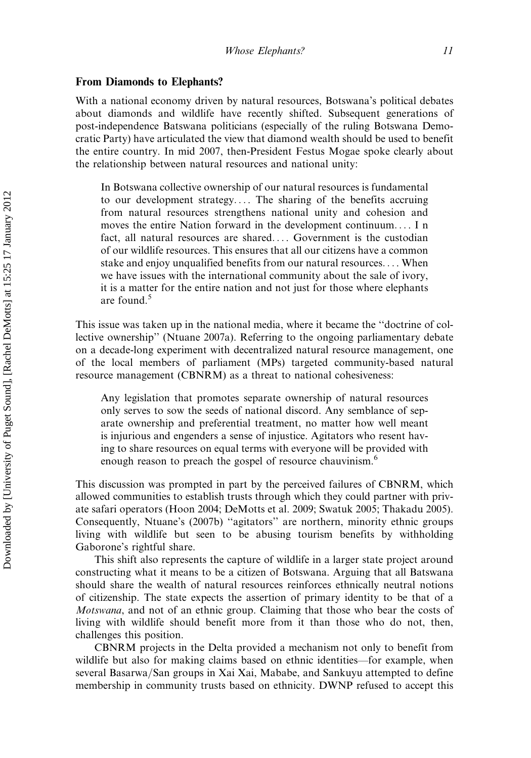### From Diamonds to Elephants?

With a national economy driven by natural resources, Botswana's political debates about diamonds and wildlife have recently shifted. Subsequent generations of post-independence Batswana politicians (especially of the ruling Botswana Democratic Party) have articulated the view that diamond wealth should be used to benefit the entire country. In mid 2007, then-President Festus Mogae spoke clearly about the relationship between natural resources and national unity:

> In Botswana collective ownership of our natural resources is fundamental to our development strategy.... The sharing of the benefits accruing from natural resources strengthens national unity and cohesion and moves the entire Nation forward in the development continuum.... In fact, all natural resources are shared.... Government is the custodian of our wildlife resources. This ensures that all our citizens have a common stake and enjoy unqualified benefits from our natural resources.... When we have issues with the international community about the sale of ivory, it is a matter for the entire nation and not just for those where elephants are found.[5]

This issue was taken up in the national media, where it became the "doctrine of collective ownership" (Ntuane 2007a). Referring to the ongoing parliamentary debate on a decade-long experiment with decentralized natural resource management, one of the local members of parliament (MPs) targeted community-based natural resource management (CBNRM) as a threat to national cohesiveness:

> Any legislation that promotes separate ownership of natural resources only serves to sow the seeds of national discord. Any semblance of separate ownership and preferential treatment, no matter how well meant is injurious and engenders a sense of injustice. Agitators who resent having to share resources on equal terms with everyone will be provided with enough reason to preach the gospel of resource chauvinism.[6]

This discussion was prompted in part by the perceived failures of CBNRM, which allowed communities to establish trusts through which they could partner with private safari operators (Hoon 2004; DeMotts et al. 2009; Swatuk 2005; Thakadu 2005). Consequently, Ntuane's (2007b) "agitators" are northern, minority ethnic groups living with wildlife but seen to be abusing tourism benefits by withholding Gaborone's rightful share.

This shift also represents the capture of wildlife in a larger state project around constructing what it means to be a citizen of Botswana. Arguing that all Batswana should share the wealth of natural resources reinforces ethnically neutral notions of citizenship. The state expects the assertion of primary identity to be that of a *Motswana*, and not of an ethnic group. Claiming that those who bear the costs of living with wildlife should benefit more from it than those who do not, then, challenges this position.

CBNRM projects in the Delta provided a mechanism not only to benefit from wildlife but also for making claims based on ethnic identities—for example, when several Basarwa/San groups in Xai Xai, Mababe, and Sankuyu attempted to define membership in community trusts based on ethnicity. DWNP refused to accept this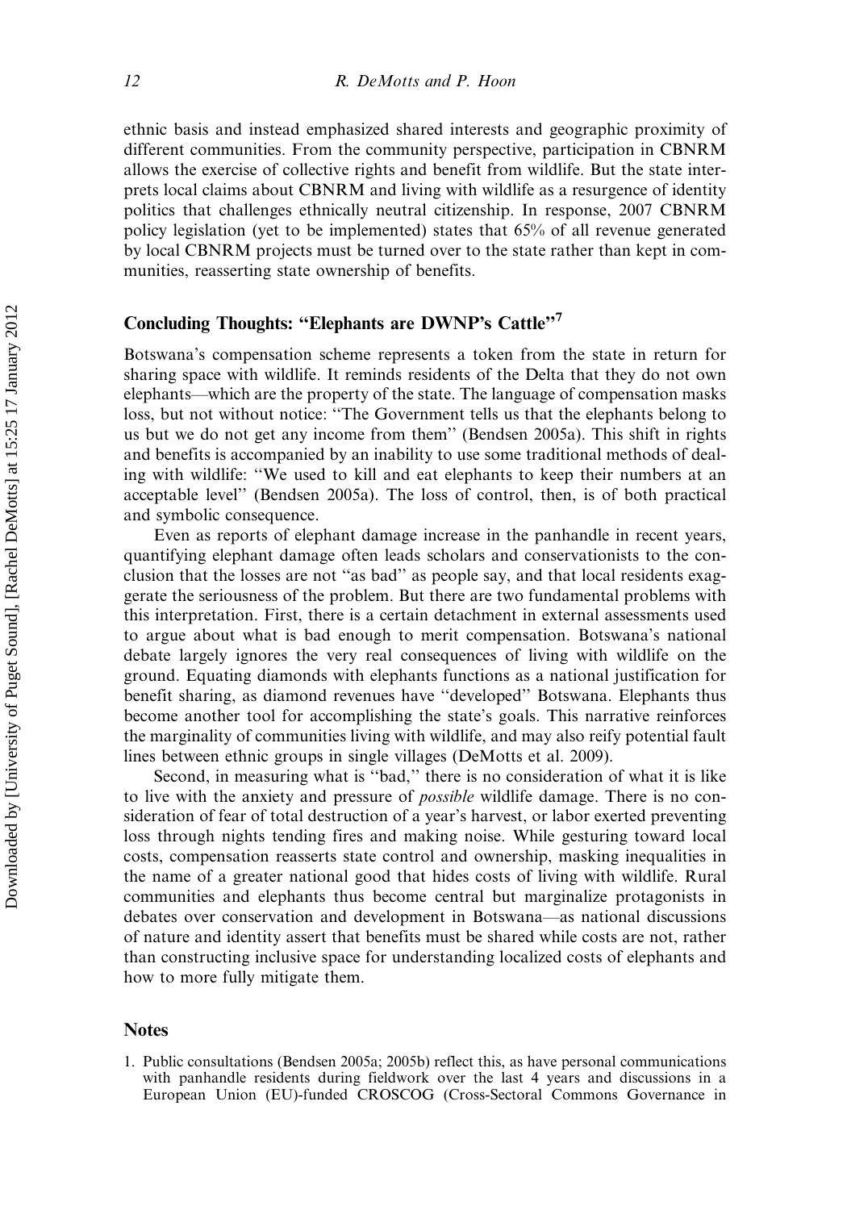ethnic basis and instead emphasized shared interests and geographic proximity of different communities. From the community perspective, participation in CBNRM allows the exercise of collective rights and benefit from wildlife. But the state interprets local claims about CBNRM and living with wildlife as a resurgence of identity politics that challenges ethnically neutral citizenship. In response, 2007 CBNRM policy legislation (yet to be implemented) states that 65% of all revenue generated by local CBNRM projects must be turned over to the state rather than kept in communities, reasserting state ownership of benefits.

## Concluding Thoughts: "Elephants are DWNP's Cattle"[7]

Botswana's compensation scheme represents a token from the state in return for sharing space with wildlife. It reminds residents of the Delta that they do not own elephants—which are the property of the state. The language of compensation masks loss, but not without notice: "The Government tells us that the elephants belong to us but we do not get any income from them" (Bendsen 2005a). This shift in rights and benefits is accompanied by an inability to use some traditional methods of dealing with wildlife: "We used to kill and eat elephants to keep their numbers at an acceptable level" (Bendsen 2005a). The loss of control, then, is of both practical and symbolic consequence.

Even as reports of elephant damage increase in the panhandle in recent years, quantifying elephant damage often leads scholars and conservationists to the conclusion that the losses are not "as bad" as people say, and that local residents exaggerate the seriousness of the problem. But there are two fundamental problems with this interpretation. First, there is a certain detachment in external assessments used to argue about what is bad enough to merit compensation. Botswana's national debate largely ignores the very real consequences of living with wildlife on the ground. Equating diamonds with elephants functions as a national justification for benefit sharing, as diamond revenues have "developed" Botswana. Elephants thus become another tool for accomplishing the state's goals. This narrative reinforces the marginality of communities living with wildlife, and may also reify potential fault lines between ethnic groups in single villages (DeMotts et al. 2009).

Second, in measuring what is "bad," there is no consideration of what it is like to live with the anxiety and pressure of *possible* wildlife damage. There is no consideration of fear of total destruction of a year's harvest, or labor exerted preventing loss through nights tending fires and making noise. While gesturing toward local costs, compensation reasserts state control and ownership, masking inequalities in the name of a greater national good that hides costs of living with wildlife. Rural communities and elephants thus become central but marginalize protagonists in debates over conservation and development in Botswana—as national discussions of nature and identity assert that benefits must be shared while costs are not, rather than constructing inclusive space for understanding localized costs of elephants and how to more fully mitigate them.

## Notes

1. Public consultations (Bendsen 2005a; 2005b) reflect this, as have personal communications with panhandle residents during fieldwork over the last 4 years and discussions in a European Union (EU)-funded CROSCOG (Cross-Sectoral Commons Governance in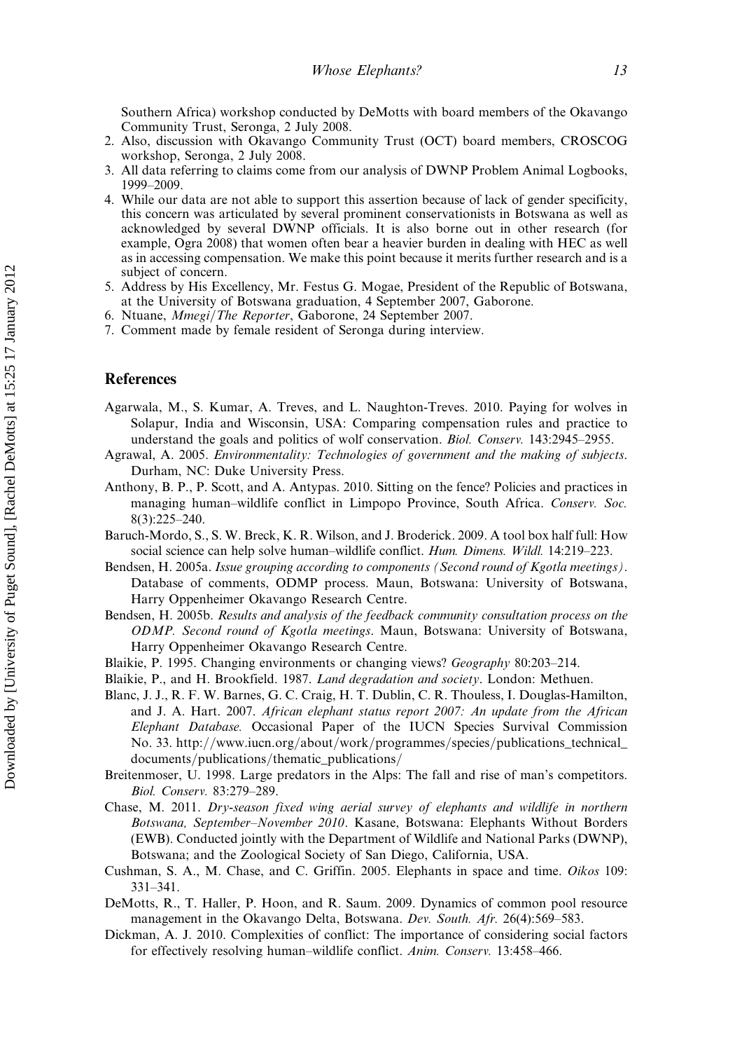Southern Africa) workshop conducted by DeMotts with board members of the Okavango Community Trust, Seronga, 2 July 2008.

2. Also, discussion with Okavango Community Trust (OCT) board members, CROSCOG workshop, Seronga, 2 July 2008.
3. All data referring to claims come from our analysis of DWNP Problem Animal Logbooks, 1999–2009.
4. While our data are not able to support this assertion because of lack of gender specificity, this concern was articulated by several prominent conservationists in Botswana as well as acknowledged by several DWNP officials. It is also borne out in other research (for example, Ogra 2008) that women often bear a heavier burden in dealing with HEC as well as in accessing compensation. We make this point because it merits further research and is a subject of concern.
5. Address by His Excellency, Mr. Festus G. Mogae, President of the Republic of Botswana, at the University of Botswana graduation, 4 September 2007, Gaborone.
6. Ntuane, *Mmegi/The Reporter*, Gaborone, 24 September 2007.
7. Comment made by female resident of Seronga during interview.

## References

Agarwala, M., S. Kumar, A. Treves, and L. Naughton-Treves. 2010. Paying for wolves in Solapur, India and Wisconsin, USA: Comparing compensation rules and practice to understand the goals and politics of wolf conservation. *Biol. Conserv.* 143:2945–2955.

Agrawal, A. 2005. *Environmentality: Technologies of government and the making of subjects*. Durham, NC: Duke University Press.

Anthony, B. P., P. Scott, and A. Antypas. 2010. Sitting on the fence? Policies and practices in managing human–wildlife conflict in Limpopo Province, South Africa. *Conserv. Soc.* 8(3):225–240.

Baruch-Mordo, S., S. W. Breck, K. R. Wilson, and J. Broderick. 2009. A tool box half full: How social science can help solve human–wildlife conflict. *Hum. Dimens. Wildl.* 14:219–223.

Bendsen, H. 2005a. *Issue grouping according to components (Second round of Kgotla meetings)*. Database of comments, ODMP process. Maun, Botswana: University of Botswana, Harry Oppenheimer Okavango Research Centre.

Bendsen, H. 2005b. *Results and analysis of the feedback community consultation process on the ODMP. Second round of Kgotla meetings*. Maun, Botswana: University of Botswana, Harry Oppenheimer Okavango Research Centre.

Blaikie, P. 1995. Changing environments or changing views? *Geography* 80:203–214.

Blaikie, P., and H. Brookfield. 1987. *Land degradation and society*. London: Methuen.

Blanc, J. J., R. F. W. Barnes, G. C. Craig, H. T. Dublin, C. R. Thouless, I. Douglas-Hamilton, and J. A. Hart. 2007. *African elephant status report 2007: An update from the African Elephant Database.* Occasional Paper of the IUCN Species Survival Commission No. 33. http://www.iucn.org/about/work/programmes/species/publications_technical_documents/publications/thematic_publications/

Breitenmoser, U. 1998. Large predators in the Alps: The fall and rise of man's competitors. *Biol. Conserv.* 83:279–289.

Chase, M. 2011. *Dry-season fixed wing aerial survey of elephants and wildlife in northern Botswana, September–November 2010*. Kasane, Botswana: Elephants Without Borders (EWB). Conducted jointly with the Department of Wildlife and National Parks (DWNP), Botswana; and the Zoological Society of San Diego, California, USA.

Cushman, S. A., M. Chase, and C. Griffin. 2005. Elephants in space and time. *Oikos* 109: 331–341.

DeMotts, R., T. Haller, P. Hoon, and R. Saum. 2009. Dynamics of common pool resource management in the Okavango Delta, Botswana. *Dev. South. Afr.* 26(4):569–583.

Dickman, A. J. 2010. Complexities of conflict: The importance of considering social factors for effectively resolving human–wildlife conflict. *Anim. Conserv.* 13:458–466.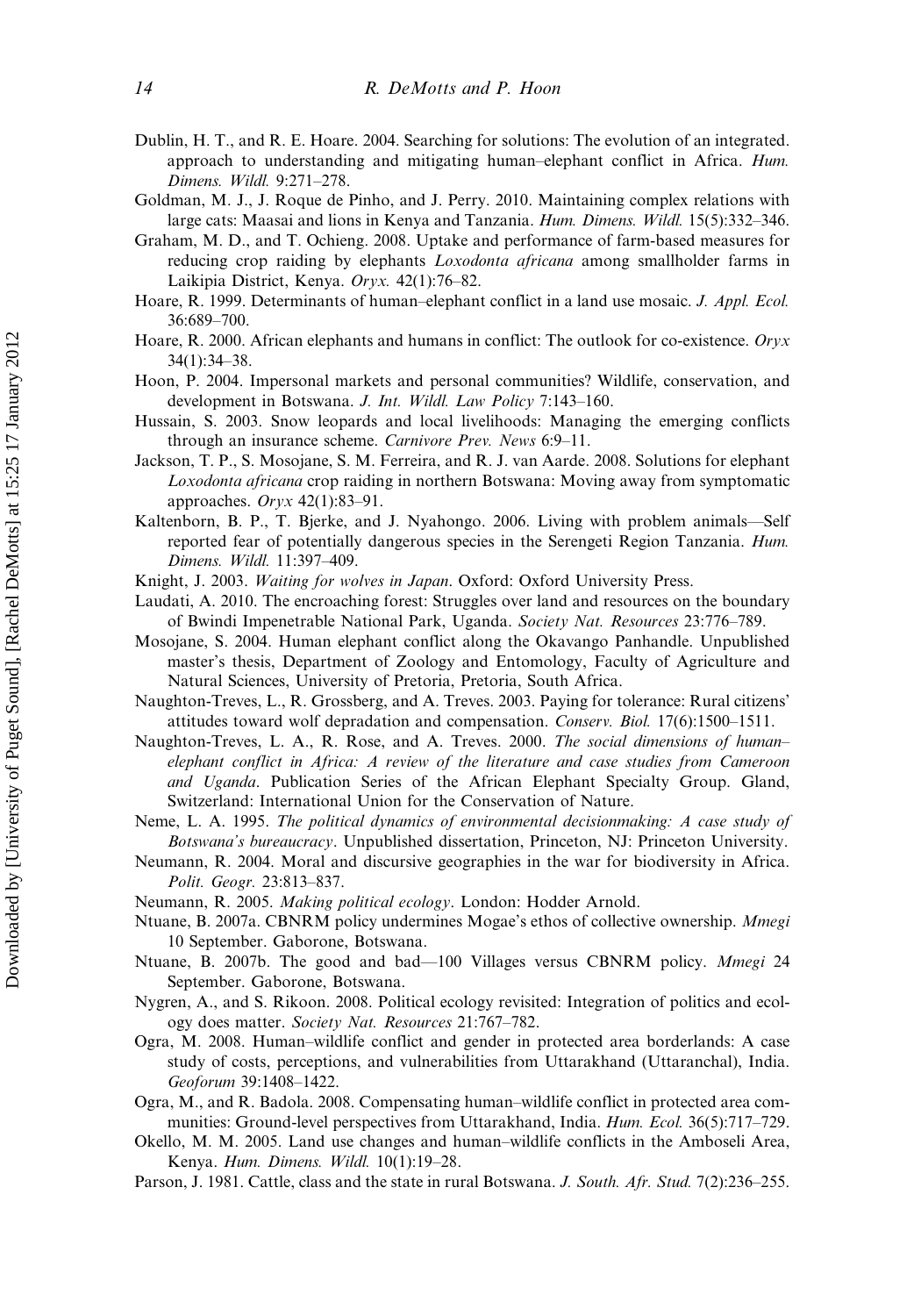Dublin, H. T., and R. E. Hoare. 2004. Searching for solutions: The evolution of an integrated. approach to understanding and mitigating human–elephant conflict in Africa. *Hum. Dimens. Wildl.* 9:271–278.

Goldman, M. J., J. Roque de Pinho, and J. Perry. 2010. Maintaining complex relations with large cats: Maasai and lions in Kenya and Tanzania. *Hum. Dimens. Wildl.* 15(5):332–346.

Graham, M. D., and T. Ochieng. 2008. Uptake and performance of farm-based measures for reducing crop raiding by elephants *Loxodonta africana* among smallholder farms in Laikipia District, Kenya. *Oryx.* 42(1):76–82.

Hoare, R. 1999. Determinants of human–elephant conflict in a land use mosaic. *J. Appl. Ecol.* 36:689–700.

Hoare, R. 2000. African elephants and humans in conflict: The outlook for co-existence. *Oryx* 34(1):34–38.

Hoon, P. 2004. Impersonal markets and personal communities? Wildlife, conservation, and development in Botswana. *J. Int. Wildl. Law Policy* 7:143–160.

Hussain, S. 2003. Snow leopards and local livelihoods: Managing the emerging conflicts through an insurance scheme. *Carnivore Prev. News* 6:9–11.

Jackson, T. P., S. Mosojane, S. M. Ferreira, and R. J. van Aarde. 2008. Solutions for elephant *Loxodonta africana* crop raiding in northern Botswana: Moving away from symptomatic approaches. *Oryx* 42(1):83–91.

Kaltenborn, B. P., T. Bjerke, and J. Nyahongo. 2006. Living with problem animals—Self reported fear of potentially dangerous species in the Serengeti Region Tanzania. *Hum. Dimens. Wildl.* 11:397–409.

Knight, J. 2003. *Waiting for wolves in Japan*. Oxford: Oxford University Press.

Laudati, A. 2010. The encroaching forest: Struggles over land and resources on the boundary of Bwindi Impenetrable National Park, Uganda. *Society Nat. Resources* 23:776–789.

Mosojane, S. 2004. Human elephant conflict along the Okavango Panhandle. Unpublished master's thesis, Department of Zoology and Entomology, Faculty of Agriculture and Natural Sciences, University of Pretoria, Pretoria, South Africa.

Naughton-Treves, L., R. Grossberg, and A. Treves. 2003. Paying for tolerance: Rural citizens' attitudes toward wolf depradation and compensation. *Conserv. Biol.* 17(6):1500–1511.

Naughton-Treves, L. A., R. Rose, and A. Treves. 2000. *The social dimensions of human–elephant conflict in Africa: A review of the literature and case studies from Cameroon and Uganda*. Publication Series of the African Elephant Specialty Group. Gland, Switzerland: International Union for the Conservation of Nature.

Neme, L. A. 1995. *The political dynamics of environmental decisionmaking: A case study of Botswana's bureaucracy*. Unpublished dissertation, Princeton, NJ: Princeton University.

Neumann, R. 2004. Moral and discursive geographies in the war for biodiversity in Africa. *Polit. Geogr.* 23:813–837.

Neumann, R. 2005. *Making political ecology*. London: Hodder Arnold.

Ntuane, B. 2007a. CBNRM policy undermines Mogae's ethos of collective ownership. *Mmegi* 10 September. Gaborone, Botswana.

Ntuane, B. 2007b. The good and bad—100 Villages versus CBNRM policy. *Mmegi* 24 September. Gaborone, Botswana.

Nygren, A., and S. Rikoon. 2008. Political ecology revisited: Integration of politics and ecology does matter. *Society Nat. Resources* 21:767–782.

Ogra, M. 2008. Human–wildlife conflict and gender in protected area borderlands: A case study of costs, perceptions, and vulnerabilities from Uttarakhand (Uttaranchal), India. *Geoforum* 39:1408–1422.

Ogra, M., and R. Badola. 2008. Compensating human–wildlife conflict in protected area communities: Ground-level perspectives from Uttarakhand, India. *Hum. Ecol.* 36(5):717–729.

Okello, M. M. 2005. Land use changes and human–wildlife conflicts in the Amboseli Area, Kenya. *Hum. Dimens. Wildl.* 10(1):19–28.

Parson, J. 1981. Cattle, class and the state in rural Botswana. *J. South. Afr. Stud.* 7(2):236–255.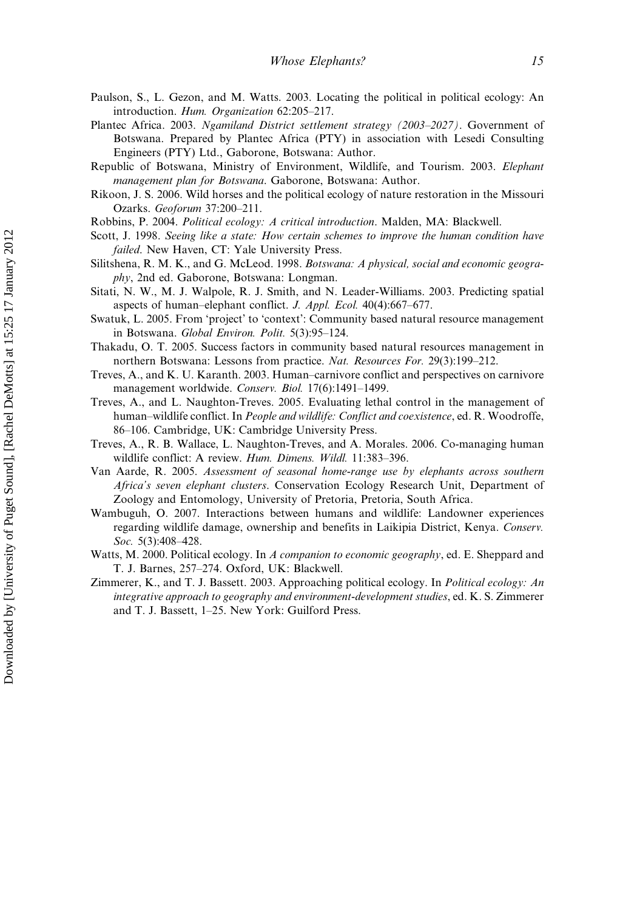Paulson, S., L. Gezon, and M. Watts. 2003. Locating the political in political ecology: An introduction. *Hum. Organization* 62:205–217.

Plantec Africa. 2003. *Ngamiland District settlement strategy (2003–2027)*. Government of Botswana. Prepared by Plantec Africa (PTY) in association with Lesedi Consulting Engineers (PTY) Ltd., Gaborone, Botswana: Author.

Republic of Botswana, Ministry of Environment, Wildlife, and Tourism. 2003. *Elephant management plan for Botswana*. Gaborone, Botswana: Author.

Rikoon, J. S. 2006. Wild horses and the political ecology of nature restoration in the Missouri Ozarks. *Geoforum* 37:200–211.

Robbins, P. 2004. *Political ecology: A critical introduction*. Malden, MA: Blackwell.

Scott, J. 1998. *Seeing like a state: How certain schemes to improve the human condition have failed*. New Haven, CT: Yale University Press.

Silitshena, R. M. K., and G. McLeod. 1998. *Botswana: A physical, social and economic geography*, 2nd ed. Gaborone, Botswana: Longman.

Sitati, N. W., M. J. Walpole, R. J. Smith, and N. Leader-Williams. 2003. Predicting spatial aspects of human–elephant conflict. *J. Appl. Ecol.* 40(4):667–677.

Swatuk, L. 2005. From 'project' to 'context': Community based natural resource management in Botswana. *Global Environ. Polit.* 5(3):95–124.

Thakadu, O. T. 2005. Success factors in community based natural resources management in northern Botswana: Lessons from practice. *Nat. Resources For.* 29(3):199–212.

Treves, A., and K. U. Karanth. 2003. Human–carnivore conflict and perspectives on carnivore management worldwide. *Conserv. Biol.* 17(6):1491–1499.

Treves, A., and L. Naughton-Treves. 2005. Evaluating lethal control in the management of human–wildlife conflict. In *People and wildlife: Conflict and coexistence*, ed. R. Woodroffe, 86–106. Cambridge, UK: Cambridge University Press.

Treves, A., R. B. Wallace, L. Naughton-Treves, and A. Morales. 2006. Co-managing human wildlife conflict: A review. *Hum. Dimens. Wildl.* 11:383–396.

Van Aarde, R. 2005. *Assessment of seasonal home-range use by elephants across southern Africa's seven elephant clusters*. Conservation Ecology Research Unit, Department of Zoology and Entomology, University of Pretoria, Pretoria, South Africa.

Wambuguh, O. 2007. Interactions between humans and wildlife: Landowner experiences regarding wildlife damage, ownership and benefits in Laikipia District, Kenya. *Conserv. Soc.* 5(3):408–428.

Watts, M. 2000. Political ecology. In *A companion to economic geography*, ed. E. Sheppard and T. J. Barnes, 257–274. Oxford, UK: Blackwell.

Zimmerer, K., and T. J. Bassett. 2003. Approaching political ecology. In *Political ecology: An integrative approach to geography and environment-development studies*, ed. K. S. Zimmerer and T. J. Bassett, 1–25. New York: Guilford Press.